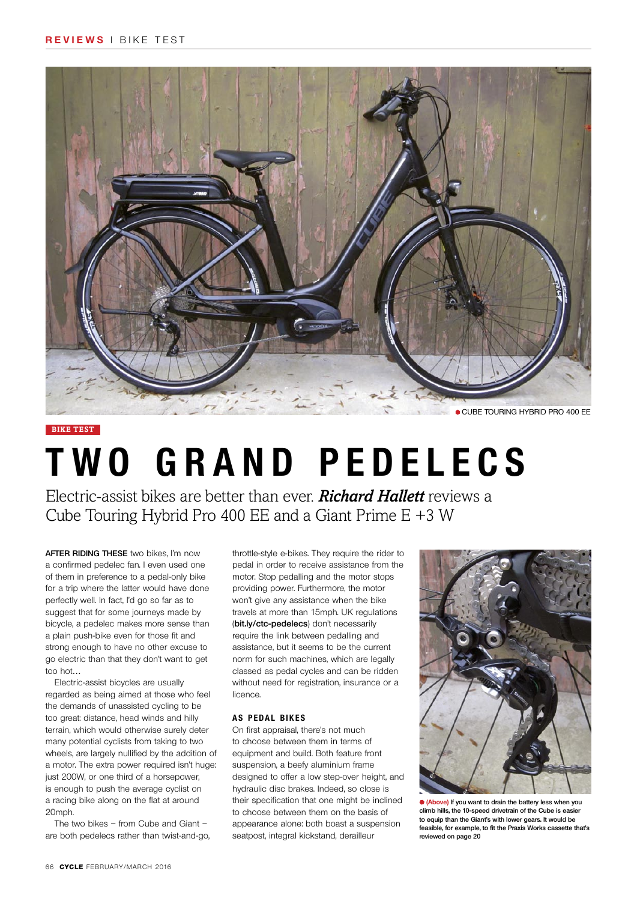BIKE TEST

# TWO GRAND PEDELECS

Electric-assist bikes are better than ever. ***Richard Hallett*** reviews a Cube Touring Hybrid Pro 400 EE and a Giant Prime E +3 W

CUBE TOURING HYBRID PRO 400 EE

**AFTER RIDING THESE** two bikes, I'm now a confirmed pedelec fan. I even used one of them in preference to a pedal-only bike for a trip where the latter would have done perfectly well. In fact, I'd go so far as to suggest that for some journeys made by bicycle, a pedelec makes more sense than a plain push-bike even for those fit and strong enough to have no other excuse to go electric than that they don't want to get too hot…

Electric-assist bicycles are usually regarded as being aimed at those who feel the demands of unassisted cycling to be too great: distance, head winds and hilly terrain, which would otherwise surely deter many potential cyclists from taking to two wheels, are largely nullified by the addition of a motor. The extra power required isn't huge: just 200W, or one third of a horsepower, is enough to push the average cyclist on a racing bike along on the flat at around 20mph.

The two bikes – from Cube and Giant – are both pedelecs rather than twist-and-go, throttle-style e-bikes. They require the rider to pedal in order to receive assistance from the motor. Stop pedalling and the motor stops providing power. Furthermore, the motor won't give any assistance when the bike travels at more than 15mph. UK regulations (**bit.ly/ctc-pedelecs**) don't necessarily require the link between pedalling and assistance, but it seems to be the current norm for such machines, which are legally classed as pedal cycles and can be ridden without need for registration, insurance or a licence.

### AS PEDAL BIKES

On first appraisal, there's not much to choose between them in terms of equipment and build. Both feature front suspension, a beefy aluminium frame designed to offer a low step-over height, and hydraulic disc brakes. Indeed, so close is their specification that one might be inclined to choose between them on the basis of appearance alone: both boast a suspension seatpost, integral kickstand, derailleur

**(Above)** If you want to drain the battery less when you climb hills, the 10-speed drivetrain of the Cube is easier to equip than the Giant's with lower gears. It would be feasible, for example, to fit the Praxis Works cassette that's reviewed on page 20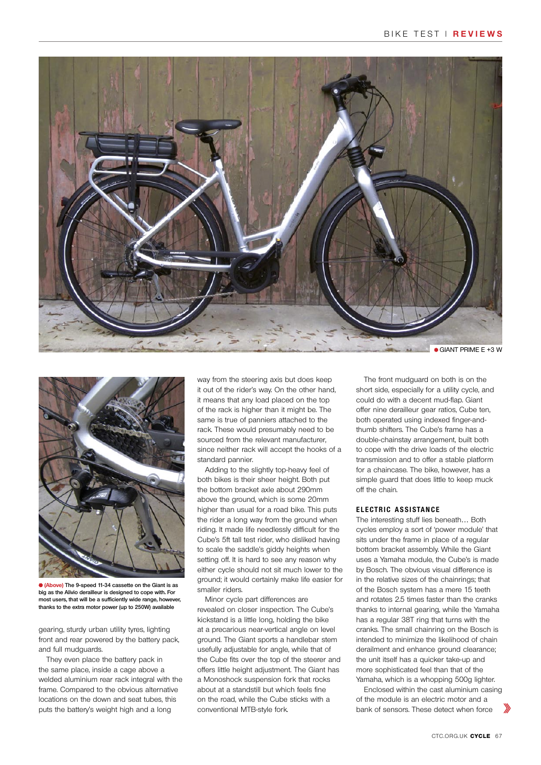GIANT PRIME E +3 W

**(Above)** The 9-speed 11-34 cassette on the Giant is as big as the Alivio derailleur is designed to cope with. For most users, that will be a sufficiently wide range, however, thanks to the extra motor power (up to 250W) available

gearing, sturdy urban utility tyres, lighting front and rear powered by the battery pack, and full mudguards.

They even place the battery pack in the same place, inside a cage above a welded aluminium rear rack integral with the frame. Compared to the obvious alternative locations on the down and seat tubes, this puts the battery's weight high and a long way from the steering axis but does keep it out of the rider's way. On the other hand, it means that any load placed on the top of the rack is higher than it might be. The same is true of panniers attached to the rack. These would presumably need to be sourced from the relevant manufacturer, since neither rack will accept the hooks of a standard pannier.

Adding to the slightly top-heavy feel of both bikes is their sheer height. Both put the bottom bracket axle about 290mm above the ground, which is some 20mm higher than usual for a road bike. This puts the rider a long way from the ground when riding. It made life needlessly difficult for the Cube's 5ft tall test rider, who disliked having to scale the saddle's giddy heights when setting off. It is hard to see any reason why either cycle should not sit much lower to the ground; it would certainly make life easier for smaller riders.

Minor cycle part differences are revealed on closer inspection. The Cube's kickstand is a little long, holding the bike at a precarious near-vertical angle on level ground. The Giant sports a handlebar stem usefully adjustable for angle, while that of the Cube fits over the top of the steerer and offers little height adjustment. The Giant has a Monoshock suspension fork that rocks about at a standstill but which feels fine on the road, while the Cube sticks with a conventional MTB-style fork.

The front mudguard on both is on the short side, especially for a utility cycle, and could do with a decent mud-flap. Giant offer nine derailleur gear ratios, Cube ten, both operated using indexed finger-and-thumb shifters. The Cube's frame has a double-chainstay arrangement, built both to cope with the drive loads of the electric transmission and to offer a stable platform for a chaincase. The bike, however, has a simple guard that does little to keep muck off the chain.

## ELECTRIC ASSISTANCE

The interesting stuff lies beneath… Both cycles employ a sort of 'power module' that sits under the frame in place of a regular bottom bracket assembly. While the Giant uses a Yamaha module, the Cube's is made by Bosch. The obvious visual difference is in the relative sizes of the chainrings; that of the Bosch system has a mere 15 teeth and rotates 2.5 times faster than the cranks thanks to internal gearing, while the Yamaha has a regular 38T ring that turns with the cranks. The small chainring on the Bosch is intended to minimize the likelihood of chain derailment and enhance ground clearance; the unit itself has a quicker take-up and more sophisticated feel than that of the Yamaha, which is a whopping 500g lighter.

Enclosed within the cast aluminium casing of the module is an electric motor and a bank of sensors. These detect when force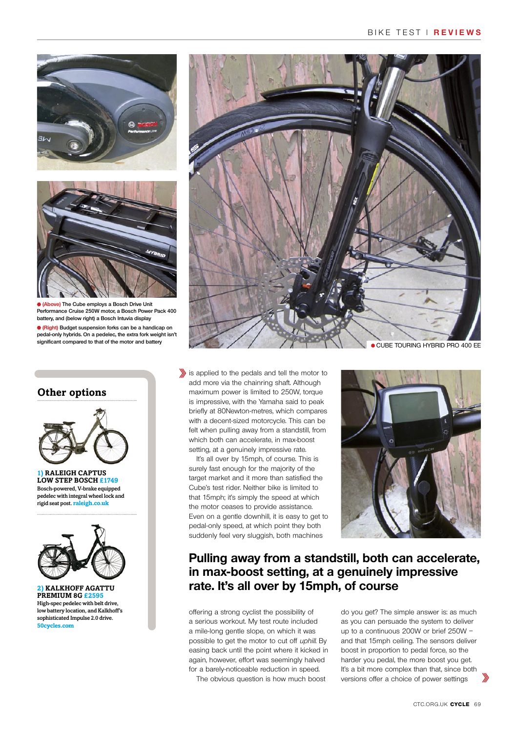● (Above) The Cube employs a Bosch Drive Unit Performance Cruise 250W motor, a Bosch Power Pack 400 battery, and (below right) a Bosch Intuvia display

● (Right) Budget suspension forks can be a handicap on pedal-only hybrids. On a pedelec, the extra fork weight isn't significant compared to that of the motor and battery

● CUBE TOURING HYBRID PRO 400 EE

is applied to the pedals and tell the motor to add more via the chainring shaft. Although maximum power is limited to 250W, torque is impressive, with the Yamaha said to peak briefly at 80Newton-metres, which compares with a decent-sized motorcycle. This can be felt when pulling away from a standstill, from which both can accelerate, in max-boost setting, at a genuinely impressive rate.

It's all over by 15mph, of course. This is surely fast enough for the majority of the target market and it more than satisfied the Cube's test rider. Neither bike is limited to that 15mph; it's simply the speed at which the motor ceases to provide assistance. Even on a gentle downhill, it is easy to get to pedal-only speed, at which point they both suddenly feel very sluggish, both machines offering a strong cyclist the possibility of a serious workout. My test route included a mile-long gentle slope, on which it was possible to get the motor to cut off *uphill*. By easing back until the point where it kicked in again, however, effort was seemingly halved for a barely-noticeable reduction in speed.

The obvious question is how much boost do you get? The simple answer is: as much as you can persuade the system to deliver up to a continuous 200W or brief 250W – and that 15mph ceiling. The sensors deliver boost in proportion to pedal force, so the harder you pedal, the more boost you get. It's a bit more complex than that, since both versions offer a choice of power settings

## Pulling away from a standstill, both can accelerate, in max-boost setting, at a genuinely impressive rate. It's all over by 15mph, of course

## Other options

**1) RALEIGH CAPTUS LOW STEP BOSCH £1749**
Bosch-powered, V-brake equipped pedelec with integral wheel lock and rigid seat post. raleigh.co.uk

**2) KALKHOFF AGATTU PREMIUM 8G £2595**
High-spec pedelec with belt drive, low battery location, and Kalkhoff's sophisticated Impulse 2.0 drive. 50cycles.com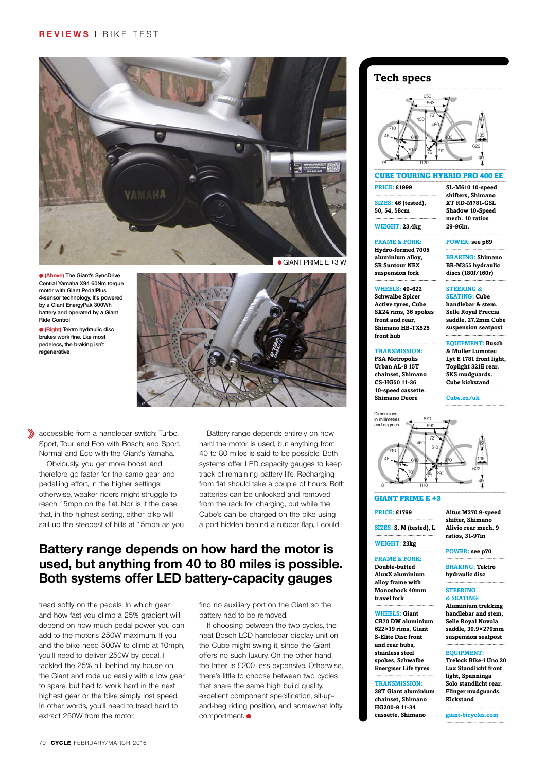GIANT PRIME E +3 W

(Above) The Giant's SyncDrive Central Yamaha X94 60Nm torque motor with Giant PedalPlus 4-sensor technology. It's powered by a Giant EnergyPak 300Wh battery and operated by a Giant Ride Control

(Right) Tektro hydraulic disc brakes work fine. Lke most pedelecs, the braking isn't regenerative

accessible from a handlebar switch: Turbo, Sport, Tour and Eco with Bosch; and Sport, Normal and Eco with the Giant's Yamaha.

Obviously, you get more boost, and therefore go faster for the same gear and pedalling effort, in the higher settings; otherwise, weaker riders might struggle to reach 15mph on the flat. Nor is it the case that, in the highest setting, either bike will sail up the steepest of hills at 15mph as you tread softly on the pedals. In which gear and how fast you climb a 25% gradient will depend on how much pedal power you can add to the motor's 250W maximum. If you and the bike need 500W to climb at 10mph, you'll need to deliver 250W by pedal. I tackled the 25% hill behind my house on the Giant and rode up easily with a low gear to spare, but had to work hard in the next highest gear or the bike simply lost speed. In other words, you'll need to tread hard to extract 250W from the motor.

Battery range depends entirely on how hard the motor is used, but anything from 40 to 80 miles is said to be possible. Both systems offer LED capacity gauges to keep track of remaining battery life. Recharging from flat should take a couple of hours. Both batteries can be unlocked and removed from the rack for charging, but while the Cube's can be charged on the bike using a port hidden behind a rubber flap, I could find no auxiliary port on the Giant so the battery had to be removed.

If choosing between the two cycles, the neat Bosch LCD handlebar display unit on the Cube might swing it, since the Giant offers no such luxury. On the other hand, the latter is £200 less expensive. Otherwise, there's little to choose between two cycles that share the same high build quality, excellent component specification, sit-up-and-beg riding position, and somewhat lofty comportment.

## Battery range depends on how hard the motor is used, but anything from 40 to 80 miles is possible. Both systems offer LED battery-capacity gauges

## Tech specs

650
563
73
430
460
710
45
640
480
50
135
705
175
290
622
40
78
1120

### CUBE TOURING HYBRID PRO 400 EE

**PRICE:** £1999

**SIZES:** 46 (tested), 50, 54, 58cm

**WEIGHT:** 23.4kg

**FRAME & FORK:** Hydro-formed 7005 aluminium alloy, SR Suntour NEX suspension fork

**WHEELS:** 40-622 Schwalbe Spicer Active tyres, Cube SX24 rims, 36 spokes front and rear, Shimano HB-TX525 front hub

**TRANSMISSION:** FSA Metropolis Urban AL-8 15T chainset, Shimano CS-HG50 11-36 10-speed cassette. Shimano Deore SL-M610 10-speed shifters, Shimano XT RD-M781-GSL Shadow 10-Speed mech. 10 ratios 29-96in.

**POWER:** see p69

**BRAKING:** Shimano BR-M355 hydraulic discs (180f/160r)

**STEERING & SEATING:** Cube handlebar & stem. Selle Royal Freccia saddle, 27.2mm Cube suspension seatpost

**EQUIPMENT:** Busch & Muller Lumotec Lyt E 1781 front light, Toplight 321E rear. SKS mudguards. Cube kickstand

Cube.eu/uk

Dimensions in millimetres and degrees

670
590
73
460
510
710
45
640
470
43
135
70
170
290
622
40
81
1110

### GIANT PRIME E +3

**PRICE:** £1799

**SIZES:** S, M (tested), L

**WEIGHT:** 23kg

**FRAME & FORK:** Double-butted AluxX aluminium alloy frame with Monoshock 40mm travel fork

**WHEELS:** Giant CR70 DW aluminium 622×19 rims, Giant S-Elite Disc front and rear hubs, stainless steel spokes, Schwalbe Energiser Life tyres

**TRANSMISSION:** 38T Giant aluminium chainset, Shimano HG200-9 11-34 cassette. Shimano Altus M370 9-speed shifter, Shimano Alivio rear mech. 9 ratios, 31-97in

**POWER:** see p70

**BRAKING:** Tektro hydraulic disc

**STEERING & SEATING:** Aluminium trekking handlebar and stem, Selle Royal Nuvola saddle, 30.9×270mm suspension seatpost

**EQUIPMENT:** Trelock Bike-i Uno 20 Lux Standlicht front light, Spanninga Solo standlicht rear. Flinger mudguards. Kickstand

giant-bicycles.com